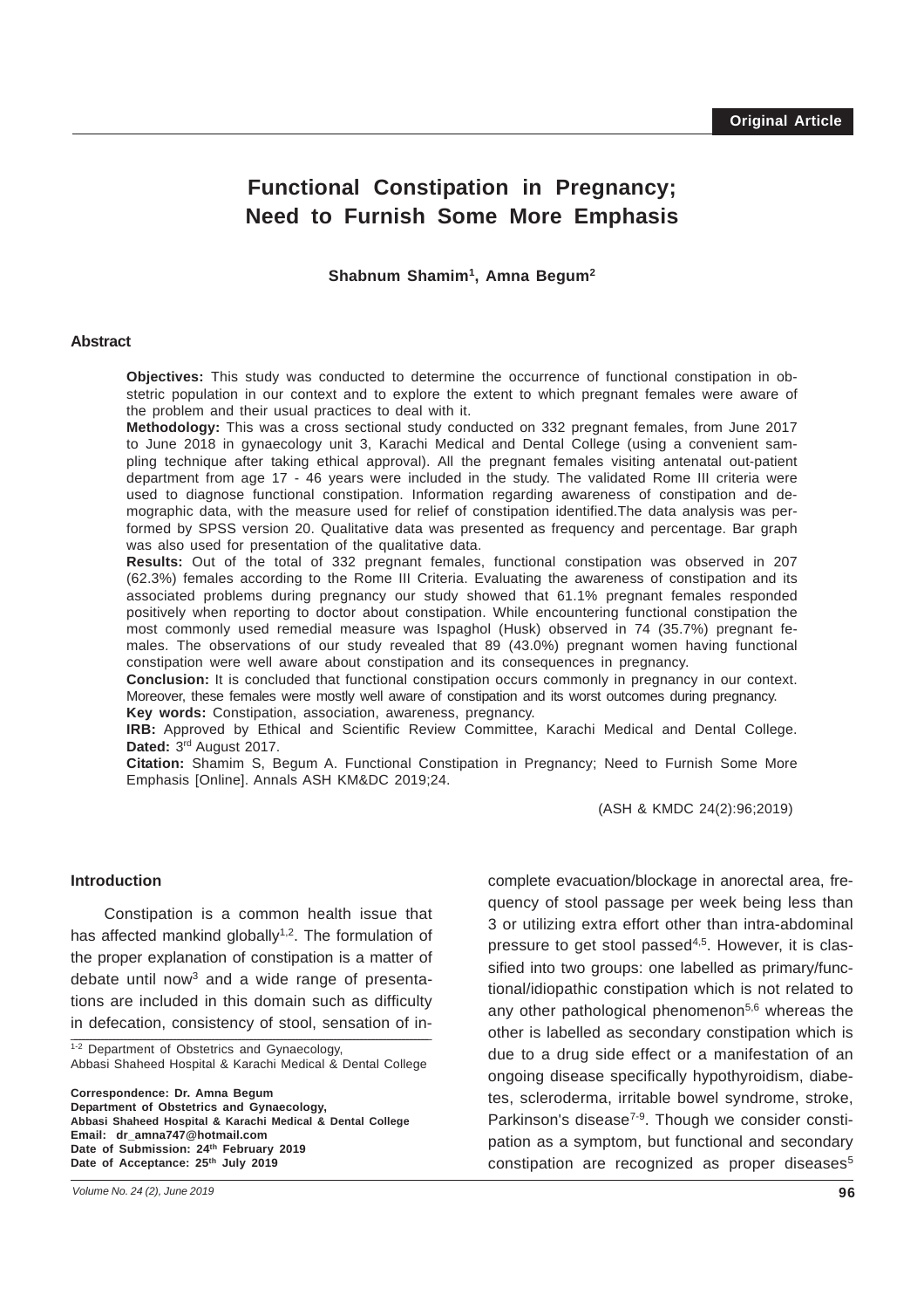Original Article

# Functional Constipation in Pregnancy; Need to Furnish Some More Emphasis

**Shabnum Shamim[1], Amna Begum[2]**

## Abstract

**Objectives:** This study was conducted to determine the occurrence of functional constipation in obstetric population in our context and to explore the extent to which pregnant females were aware of the problem and their usual practices to deal with it.

**Methodology:** This was a cross sectional study conducted on 332 pregnant females, from June 2017 to June 2018 in gynaecology unit 3, Karachi Medical and Dental College (using a convenient sampling technique after taking ethical approval). All the pregnant females visiting antenatal out-patient department from age 17 - 46 years were included in the study. The validated Rome III criteria were used to diagnose functional constipation. Information regarding awareness of constipation and demographic data, with the measure used for relief of constipation identified.The data analysis was performed by SPSS version 20. Qualitative data was presented as frequency and percentage. Bar graph was also used for presentation of the qualitative data.

**Results:** Out of the total of 332 pregnant females, functional constipation was observed in 207 (62.3%) females according to the Rome III Criteria. Evaluating the awareness of constipation and its associated problems during pregnancy our study showed that 61.1% pregnant females responded positively when reporting to doctor about constipation. While encountering functional constipation the most commonly used remedial measure was Ispaghol (Husk) observed in 74 (35.7%) pregnant females. The observations of our study revealed that 89 (43.0%) pregnant women having functional constipation were well aware about constipation and its consequences in pregnancy.

**Conclusion:** It is concluded that functional constipation occurs commonly in pregnancy in our context. Moreover, these females were mostly well aware of constipation and its worst outcomes during pregnancy.

**Key words:** Constipation, association, awareness, pregnancy.

**IRB:** Approved by Ethical and Scientific Review Committee, Karachi Medical and Dental College. **Dated:** 3rd August 2017.

**Citation:** Shamim S, Begum A. Functional Constipation in Pregnancy; Need to Furnish Some More Emphasis [Online]. Annals ASH KM&DC 2019;24.

(ASH & KMDC 24(2):96;2019)

## Introduction

Constipation is a common health issue that has affected mankind globally[1,2]. The formulation of the proper explanation of constipation is a matter of debate until now[3] and a wide range of presentations are included in this domain such as difficulty in defecation, consistency of stool, sensation of incomplete evacuation/blockage in anorectal area, frequency of stool passage per week being less than 3 or utilizing extra effort other than intra-abdominal pressure to get stool passed[4,5]. However, it is classified into two groups: one labelled as primary/functional/idiopathic constipation which is not related to any other pathological phenomenon[5,6] whereas the other is labelled as secondary constipation which is due to a drug side effect or a manifestation of an ongoing disease specifically hypothyroidism, diabetes, scleroderma, irritable bowel syndrome, stroke, Parkinson's disease[7-9]. Though we consider constipation as a symptom, but functional and secondary constipation are recognized as proper diseases[5]

[1-2] Department of Obstetrics and Gynaecology, Abbasi Shaheed Hospital & Karachi Medical & Dental College

**Correspondence: Dr. Amna Begum**
**Department of Obstetrics and Gynaecology,**
**Abbasi Shaheed Hospital & Karachi Medical & Dental College**
**Email: dr_amna747@hotmail.com**
**Date of Submission: 24th February 2019**
**Date of Acceptance: 25th July 2019**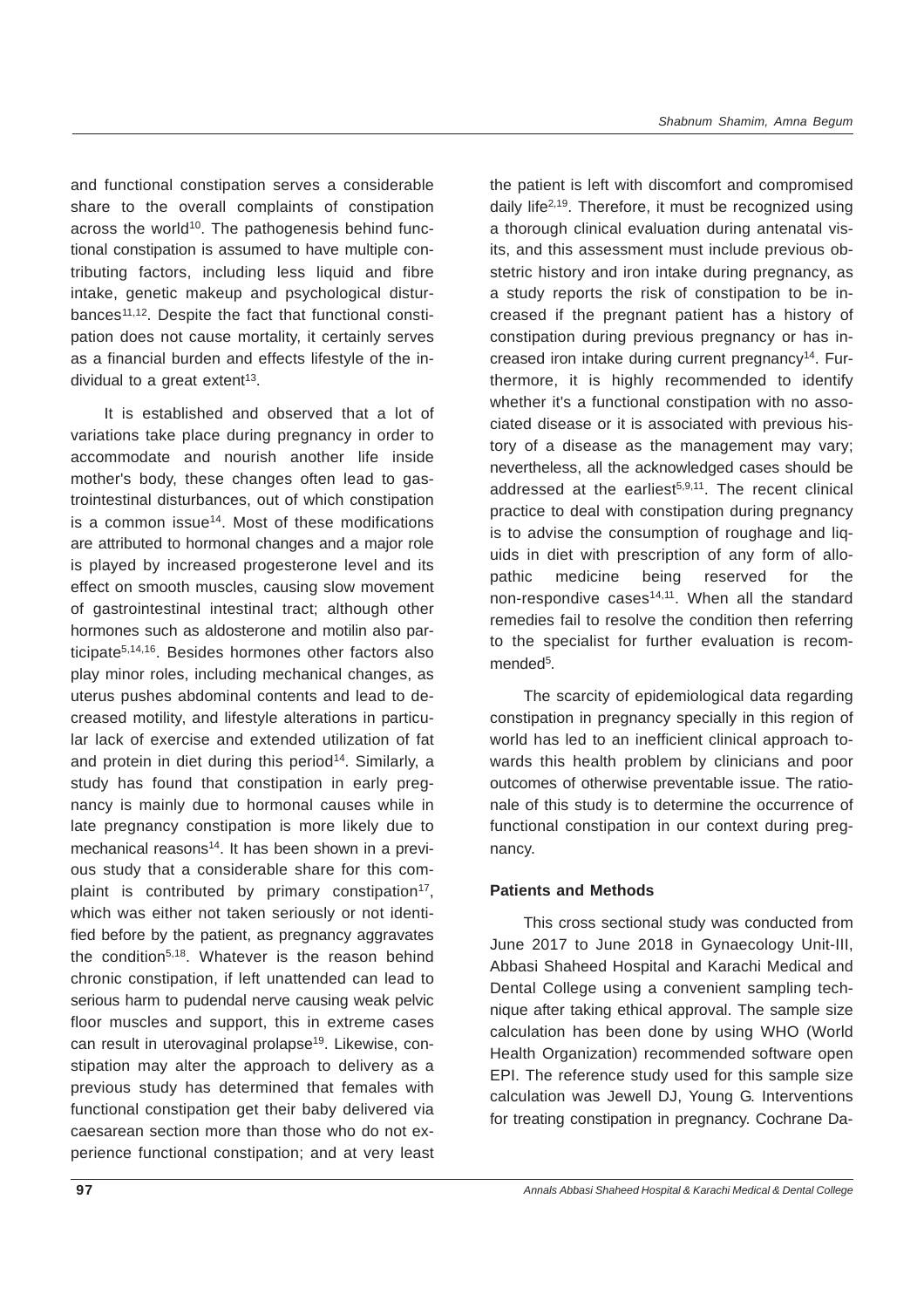and functional constipation serves a considerable share to the overall complaints of constipation across the world[10]. The pathogenesis behind functional constipation is assumed to have multiple contributing factors, including less liquid and fibre intake, genetic makeup and psychological disturbances[11,12]. Despite the fact that functional constipation does not cause mortality, it certainly serves as a financial burden and effects lifestyle of the individual to a great extent[13].

It is established and observed that a lot of variations take place during pregnancy in order to accommodate and nourish another life inside mother's body, these changes often lead to gastrointestinal disturbances, out of which constipation is a common issue[14]. Most of these modifications are attributed to hormonal changes and a major role is played by increased progesterone level and its effect on smooth muscles, causing slow movement of gastrointestinal intestinal tract; although other hormones such as aldosterone and motilin also participate[5,14,16]. Besides hormones other factors also play minor roles, including mechanical changes, as uterus pushes abdominal contents and lead to decreased motility, and lifestyle alterations in particular lack of exercise and extended utilization of fat and protein in diet during this period[14]. Similarly, a study has found that constipation in early pregnancy is mainly due to hormonal causes while in late pregnancy constipation is more likely due to mechanical reasons[14]. It has been shown in a previous study that a considerable share for this complaint is contributed by primary constipation[17], which was either not taken seriously or not identified before by the patient, as pregnancy aggravates the condition[5,18]. Whatever is the reason behind chronic constipation, if left unattended can lead to serious harm to pudendal nerve causing weak pelvic floor muscles and support, this in extreme cases can result in uterovaginal prolapse[19]. Likewise, constipation may alter the approach to delivery as a previous study has determined that females with functional constipation get their baby delivered via caesarean section more than those who do not experience functional constipation; and at very least the patient is left with discomfort and compromised daily life[2,19]. Therefore, it must be recognized using a thorough clinical evaluation during antenatal visits, and this assessment must include previous obstetric history and iron intake during pregnancy, as a study reports the risk of constipation to be increased if the pregnant patient has a history of constipation during previous pregnancy or has increased iron intake during current pregnancy[14]. Furthermore, it is highly recommended to identify whether it's a functional constipation with no associated disease or it is associated with previous history of a disease as the management may vary; nevertheless, all the acknowledged cases should be addressed at the earliest[5,9,11]. The recent clinical practice to deal with constipation during pregnancy is to advise the consumption of roughage and liquids in diet with prescription of any form of allopathic medicine being reserved for the non-respondive cases[14,11]. When all the standard remedies fail to resolve the condition then referring to the specialist for further evaluation is recommended[5].

The scarcity of epidemiological data regarding constipation in pregnancy specially in this region of world has led to an inefficient clinical approach towards this health problem by clinicians and poor outcomes of otherwise preventable issue. The rationale of this study is to determine the occurrence of functional constipation in our context during pregnancy.

## Patients and Methods

This cross sectional study was conducted from June 2017 to June 2018 in Gynaecology Unit-III, Abbasi Shaheed Hospital and Karachi Medical and Dental College using a convenient sampling technique after taking ethical approval. The sample size calculation has been done by using WHO (World Health Organization) recommended software open EPI. The reference study used for this sample size calculation was Jewell DJ, Young G. Interventions for treating constipation in pregnancy. Cochrane Da-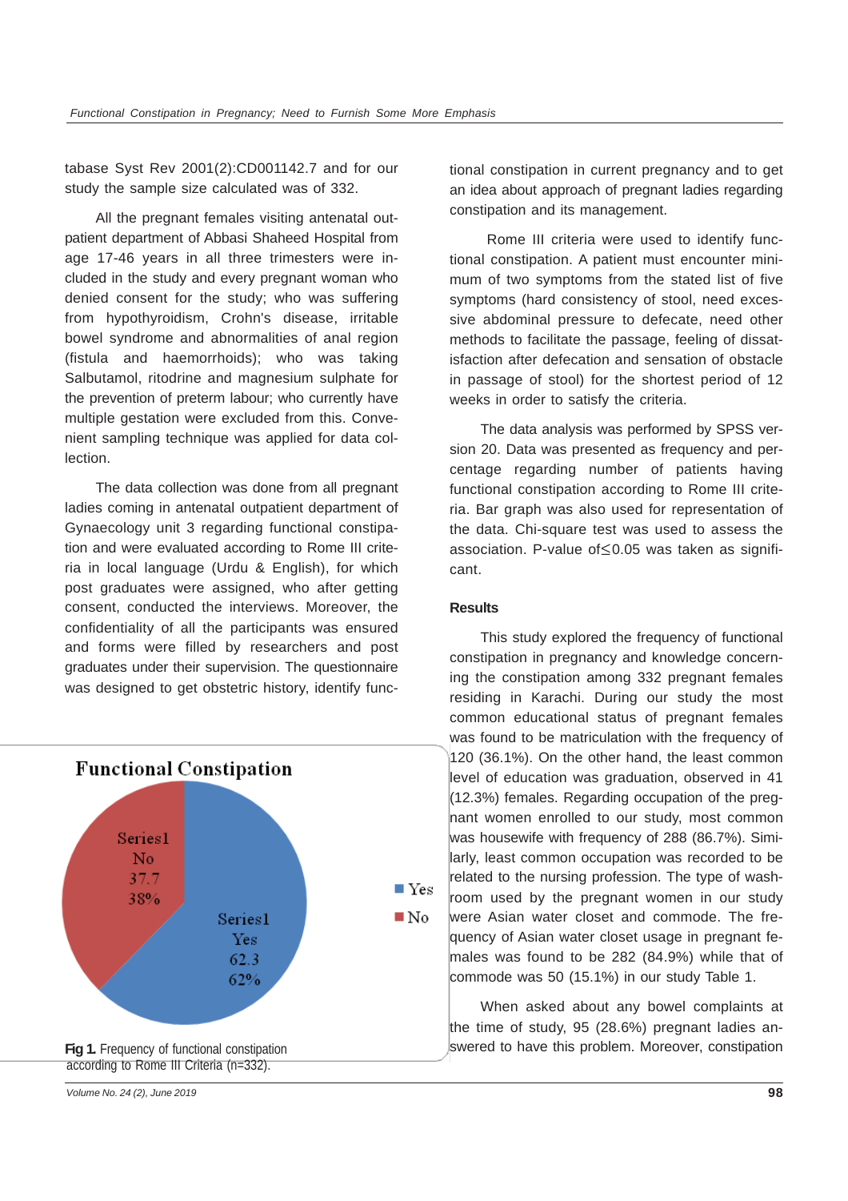tabase Syst Rev 2001(2):CD001142.7 and for our study the sample size calculated was of 332.

All the pregnant females visiting antenatal outpatient department of Abbasi Shaheed Hospital from age 17-46 years in all three trimesters were included in the study and every pregnant woman who denied consent for the study; who was suffering from hypothyroidism, Crohn's disease, irritable bowel syndrome and abnormalities of anal region (fistula and haemorrhoids); who was taking Salbutamol, ritodrine and magnesium sulphate for the prevention of preterm labour; who currently have multiple gestation were excluded from this. Convenient sampling technique was applied for data collection.

The data collection was done from all pregnant ladies coming in antenatal outpatient department of Gynaecology unit 3 regarding functional constipation and were evaluated according to Rome III criteria in local language (Urdu & English), for which post graduates were assigned, who after getting consent, conducted the interviews. Moreover, the confidentiality of all the participants was ensured and forms were filled by researchers and post graduates under their supervision. The questionnaire was designed to get obstetric history, identify functional constipation in current pregnancy and to get an idea about approach of pregnant ladies regarding constipation and its management.

Rome III criteria were used to identify functional constipation. A patient must encounter minimum of two symptoms from the stated list of five symptoms (hard consistency of stool, need excessive abdominal pressure to defecate, need other methods to facilitate the passage, feeling of dissatisfaction after defecation and sensation of obstacle in passage of stool) for the shortest period of 12 weeks in order to satisfy the criteria.

The data analysis was performed by SPSS version 20. Data was presented as frequency and percentage regarding number of patients having functional constipation according to Rome III criteria. Bar graph was also used for representation of the data. Chi-square test was used to assess the association. P-value of $\leq 0.05$ was taken as significant.

**Functional Constipation**

| | Yes | No |
|---|---|---|
| Series1 | 62.3 (62%) | 37.7 (38%) |

**Fig 1.** Frequency of functional constipation according to Rome III Criteria (n=332).

## Results

This study explored the frequency of functional constipation in pregnancy and knowledge concerning the constipation among 332 pregnant females residing in Karachi. During our study the most common educational status of pregnant females was found to be matriculation with the frequency of 120 (36.1%). On the other hand, the least common level of education was graduation, observed in 41 (12.3%) females. Regarding occupation of the pregnant women enrolled to our study, most common was housewife with frequency of 288 (86.7%). Similarly, least common occupation was recorded to be related to the nursing profession. The type of washroom used by the pregnant women in our study were Asian water closet and commode. The frequency of Asian water closet usage in pregnant females was found to be 282 (84.9%) while that of commode was 50 (15.1%) in our study Table 1.

When asked about any bowel complaints at the time of study, 95 (28.6%) pregnant ladies answered to have this problem. Moreover, constipation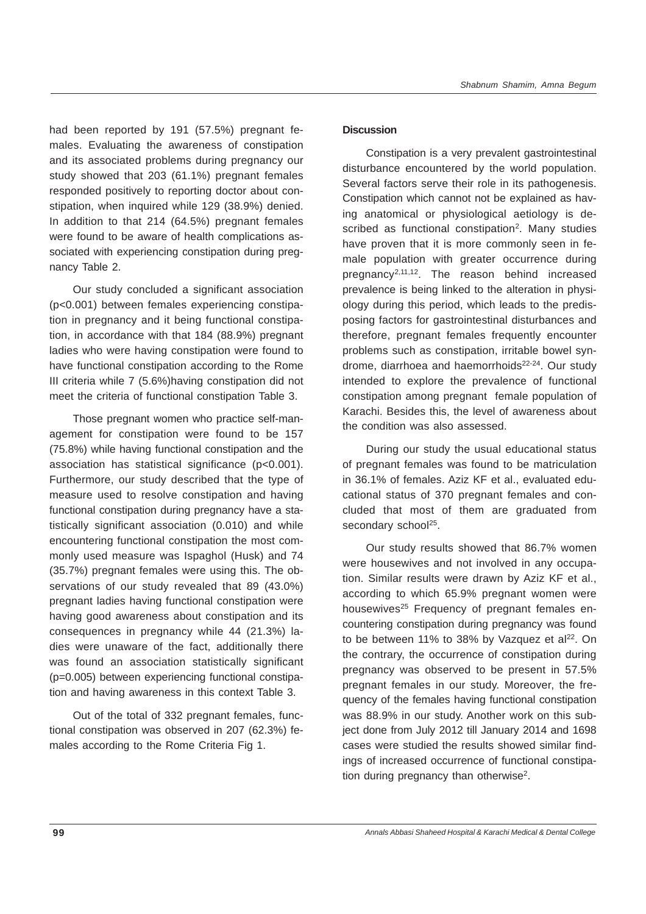had been reported by 191 (57.5%) pregnant females. Evaluating the awareness of constipation and its associated problems during pregnancy our study showed that 203 (61.1%) pregnant females responded positively to reporting doctor about constipation, when inquired while 129 (38.9%) denied. In addition to that 214 (64.5%) pregnant females were found to be aware of health complications associated with experiencing constipation during pregnancy Table 2.

Our study concluded a significant association ($p<0.001$) between females experiencing constipation in pregnancy and it being functional constipation, in accordance with that 184 (88.9%) pregnant ladies who were having constipation were found to have functional constipation according to the Rome III criteria while 7 (5.6%)having constipation did not meet the criteria of functional constipation Table 3.

Those pregnant women who practice self-management for constipation were found to be 157 (75.8%) while having functional constipation and the association has statistical significance ($p<0.001$). Furthermore, our study described that the type of measure used to resolve constipation and having functional constipation during pregnancy have a statistically significant association (0.010) and while encountering functional constipation the most commonly used measure was Ispaghol (Husk) and 74 (35.7%) pregnant females were using this. The observations of our study revealed that 89 (43.0%) pregnant ladies having functional constipation were having good awareness about constipation and its consequences in pregnancy while 44 (21.3%) ladies were unaware of the fact, additionally there was found an association statistically significant ($p=0.005$) between experiencing functional constipation and having awareness in this context Table 3.

Out of the total of 332 pregnant females, functional constipation was observed in 207 (62.3%) females according to the Rome Criteria Fig 1.

## Discussion

Constipation is a very prevalent gastrointestinal disturbance encountered by the world population. Several factors serve their role in its pathogenesis. Constipation which cannot not be explained as having anatomical or physiological aetiology is described as functional constipation[2]. Many studies have proven that it is more commonly seen in female population with greater occurrence during pregnancy[2,11,12]. The reason behind increased prevalence is being linked to the alteration in physiology during this period, which leads to the predisposing factors for gastrointestinal disturbances and therefore, pregnant females frequently encounter problems such as constipation, irritable bowel syndrome, diarrhoea and haemorrhoids[22-24]. Our study intended to explore the prevalence of functional constipation among pregnant female population of Karachi. Besides this, the level of awareness about the condition was also assessed.

During our study the usual educational status of pregnant females was found to be matriculation in 36.1% of females. Aziz KF et al., evaluated educational status of 370 pregnant females and concluded that most of them are graduated from secondary school[25].

Our study results showed that 86.7% women were housewives and not involved in any occupation. Similar results were drawn by Aziz KF et al., according to which 65.9% pregnant women were housewives[25] Frequency of pregnant females encountering constipation during pregnancy was found to be between 11% to 38% by Vazquez et al[22]. On the contrary, the occurrence of constipation during pregnancy was observed to be present in 57.5% pregnant females in our study. Moreover, the frequency of the females having functional constipation was 88.9% in our study. Another work on this subject done from July 2012 till January 2014 and 1698 cases were studied the results showed similar findings of increased occurrence of functional constipation during pregnancy than otherwise[2].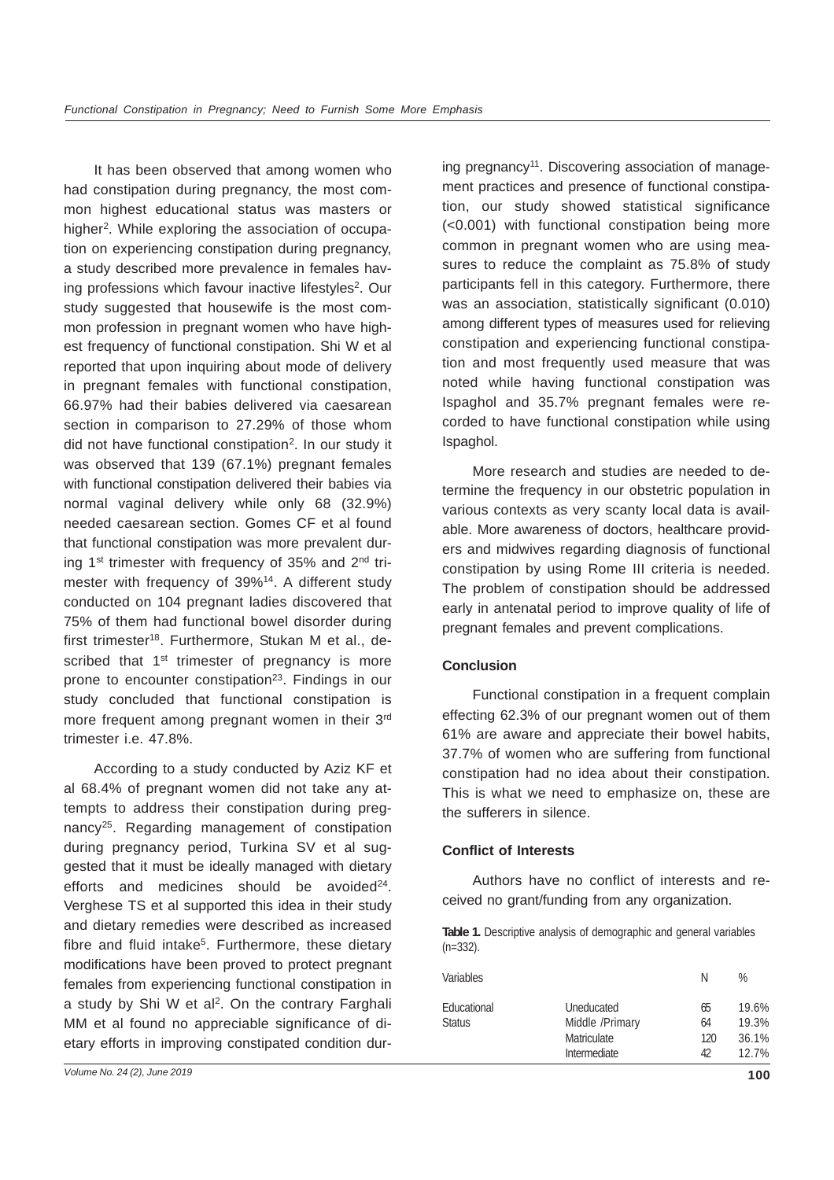It has been observed that among women who had constipation during pregnancy, the most common highest educational status was masters or higher[2]. While exploring the association of occupation on experiencing constipation during pregnancy, a study described more prevalence in females having professions which favour inactive lifestyles[2]. Our study suggested that housewife is the most common profession in pregnant women who have highest frequency of functional constipation. Shi W et al reported that upon inquiring about mode of delivery in pregnant females with functional constipation, 66.97% had their babies delivered via caesarean section in comparison to 27.29% of those whom did not have functional constipation[2]. In our study it was observed that 139 (67.1%) pregnant females with functional constipation delivered their babies via normal vaginal delivery while only 68 (32.9%) needed caesarean section. Gomes CF et al found that functional constipation was more prevalent during 1st trimester with frequency of 35% and 2nd trimester with frequency of 39%[14]. A different study conducted on 104 pregnant ladies discovered that 75% of them had functional bowel disorder during first trimester[18]. Furthermore, Stukan M et al., described that 1st trimester of pregnancy is more prone to encounter constipation[23]. Findings in our study concluded that functional constipation is more frequent among pregnant women in their 3rd trimester i.e. 47.8%.

According to a study conducted by Aziz KF et al 68.4% of pregnant women did not take any attempts to address their constipation during pregnancy[25]. Regarding management of constipation during pregnancy period, Turkina SV et al suggested that it must be ideally managed with dietary efforts and medicines should be avoided[24]. Verghese TS et al supported this idea in their study and dietary remedies were described as increased fibre and fluid intake[5]. Furthermore, these dietary modifications have been proved to protect pregnant females from experiencing functional constipation in a study by Shi W et al[2]. On the contrary Farghali MM et al found no appreciable significance of dietary efforts in improving constipated condition during pregnancy[11]. Discovering association of management practices and presence of functional constipation, our study showed statistical significance (<0.001) with functional constipation being more common in pregnant women who are using measures to reduce the complaint as 75.8% of study participants fell in this category. Furthermore, there was an association, statistically significant (0.010) among different types of measures used for relieving constipation and experiencing functional constipation and most frequently used measure that was noted while having functional constipation was Ispaghol and 35.7% pregnant females were recorded to have functional constipation while using Ispaghol.

More research and studies are needed to determine the frequency in our obstetric population in various contexts as very scanty local data is available. More awareness of doctors, healthcare providers and midwives regarding diagnosis of functional constipation by using Rome III criteria is needed. The problem of constipation should be addressed early in antenatal period to improve quality of life of pregnant females and prevent complications.

## Conclusion

Functional constipation in a frequent complain effecting 62.3% of our pregnant women out of them 61% are aware and appreciate their bowel habits, 37.7% of women who are suffering from functional constipation had no idea about their constipation. This is what we need to emphasize on, these are the sufferers in silence.

## Conflict of Interests

Authors have no conflict of interests and received no grant/funding from any organization.

**Table 1.** Descriptive analysis of demographic and general variables (n=332).

| Variables | | N | % |
|---|---|---|---|
| Educational Status | Uneducated | 65 | 19.6% |
| | Middle /Primary | 64 | 19.3% |
| | Matriculate | 120 | 36.1% |
| | Intermediate | 42 | 12.7% |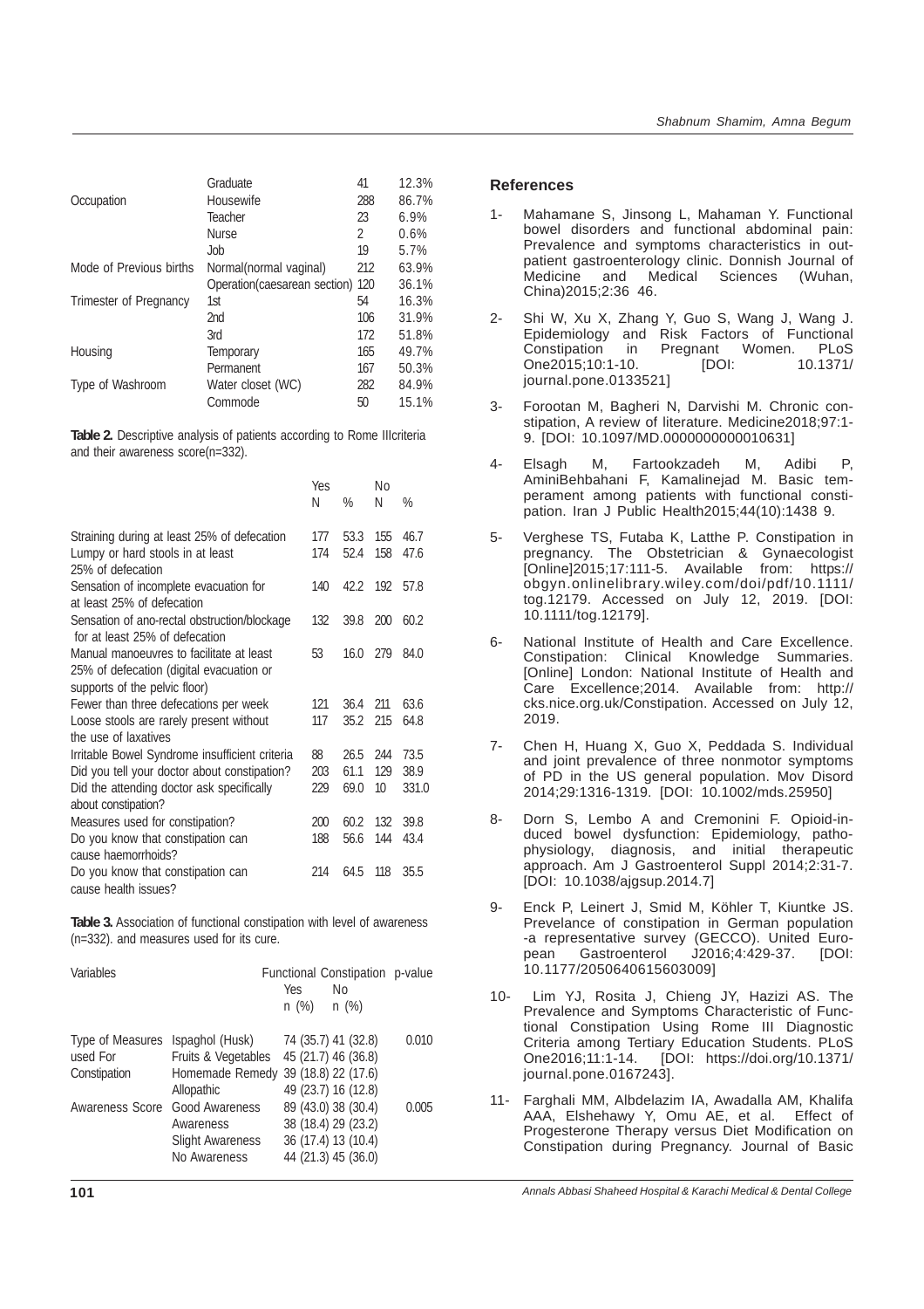| | | | |
|---|---|---|---|
| | Graduate | 41 | 12.3% |
| Occupation | Housewife | 288 | 86.7% |
| | Teacher | 23 | 6.9% |
| | Nurse | 2 | 0.6% |
| | Job | 19 | 5.7% |
| Mode of Previous births | Normal(normal vaginal) | 212 | 63.9% |
| | Operation(caesarean section) | 120 | 36.1% |
| Trimester of Pregnancy | 1st | 54 | 16.3% |
| | 2nd | 106 | 31.9% |
| | 3rd | 172 | 51.8% |
| Housing | Temporary | 165 | 49.7% |
| | Permanent | 167 | 50.3% |
| Type of Washroom | Water closet (WC) | 282 | 84.9% |
| | Commode | 50 | 15.1% |

**Table 2.** Descriptive analysis of patients according to Rome IIIcriteria and their awareness score(n=332).

| | Yes | | No | |
|---|---|---|---|---|
| | N | % | N | % |
| Straining during at least 25% of defecation | 177 | 53.3 | 155 | 46.7 |
| Lumpy or hard stools in at least 25% of defecation | 174 | 52.4 | 158 | 47.6 |
| Sensation of incomplete evacuation for at least 25% of defecation | 140 | 42.2 | 192 | 57.8 |
| Sensation of ano-rectal obstruction/blockage for at least 25% of defecation | 132 | 39.8 | 200 | 60.2 |
| Manual manoeuvres to facilitate at least 25% of defecation (digital evacuation or supports of the pelvic floor) | 53 | 16.0 | 279 | 84.0 |
| Fewer than three defecations per week | 121 | 36.4 | 211 | 63.6 |
| Loose stools are rarely present without the use of laxatives | 117 | 35.2 | 215 | 64.8 |
| Irritable Bowel Syndrome insufficient criteria | 88 | 26.5 | 244 | 73.5 |
| Did you tell your doctor about constipation? | 203 | 61.1 | 129 | 38.9 |
| Did the attending doctor ask specifically about constipation? | 229 | 69.0 | 10 | 331.0 |
| Measures used for constipation? | 200 | 60.2 | 132 | 39.8 |
| Do you know that constipation can cause haemorrhoids? | 188 | 56.6 | 144 | 43.4 |
| Do you know that constipation can cause health issues? | 214 | 64.5 | 118 | 35.5 |

**Table 3.** Association of functional constipation with level of awareness (n=332). and measures used for its cure.

| Variables | | Functional Constipation | | p-value |
|---|---|---|---|---|
| | | Yes n (%) | No n (%) | |
| Type of Measures used For Constipation | Ispaghol (Husk) | 74 (35.7) | 41 (32.8) | 0.010 |
| | Fruits & Vegetables | 45 (21.7) | 46 (36.8) | |
| | Homemade Remedy | 39 (18.8) | 22 (17.6) | |
| | Allopathic | 49 (23.7) | 16 (12.8) | |
| Awareness Score | Good Awareness | 89 (43.0) | 38 (30.4) | 0.005 |
| | Awareness | 38 (18.4) | 29 (23.2) | |
| | Slight Awareness | 36 (17.4) | 13 (10.4) | |
| | No Awareness | 44 (21.3) | 45 (36.0) | |

## References

1- Mahamane S, Jinsong L, Mahaman Y. Functional bowel disorders and functional abdominal pain: Prevalence and symptoms characteristics in out-patient gastroenterology clinic. Donnish Journal of Medicine and Medical Sciences (Wuhan, China)2015;2:36 46.

2- Shi W, Xu X, Zhang Y, Guo S, Wang J, Wang J. Epidemiology and Risk Factors of Functional Constipation in Pregnant Women. PLoS One2015;10:1-10. [DOI: 10.1371/journal.pone.0133521]

3- Forootan M, Bagheri N, Darvishi M. Chronic constipation, A review of literature. Medicine2018;97:1-9. [DOI: 10.1097/MD.0000000000010631]

4- Elsagh M, Fartookzadeh M, Adibi P, AminiBehbahani F, Kamalinejad M. Basic temperament among patients with functional constipation. Iran J Public Health2015;44(10):1438 9.

5- Verghese TS, Futaba K, Latthe P. Constipation in pregnancy. The Obstetrician & Gynaecologist [Online]2015;17:111-5. Available from: https://obgyn.onlinelibrary.wiley.com/doi/pdf/10.1111/tog.12179. Accessed on July 12, 2019. [DOI: 10.1111/tog.12179].

6- National Institute of Health and Care Excellence. Constipation: Clinical Knowledge Summaries. [Online] London: National Institute of Health and Care Excellence;2014. Available from: http://cks.nice.org.uk/Constipation. Accessed on July 12, 2019.

7- Chen H, Huang X, Guo X, Peddada S. Individual and joint prevalence of three nonmotor symptoms of PD in the US general population. Mov Disord 2014;29:1316-1319. [DOI: 10.1002/mds.25950]

8- Dorn S, Lembo A and Cremonini F. Opioid-induced bowel dysfunction: Epidemiology, pathophysiology, diagnosis, and initial therapeutic approach. Am J Gastroenterol Suppl 2014;2:31-7. [DOI: 10.1038/ajgsup.2014.7]

9- Enck P, Leinert J, Smid M, Köhler T, Kiuntke JS. Prevelance of constipation in German population -a representative survey (GECCO). United European Gastroenterol J2016;4:429-37. [DOI: 10.1177/2050640615603009]

10- Lim YJ, Rosita J, Chieng JY, Hazizi AS. The Prevalence and Symptoms Characteristic of Functional Constipation Using Rome III Diagnostic Criteria among Tertiary Education Students. PLoS One2016;11:1-14. [DOI: https://doi.org/10.1371/journal.pone.0167243].

11- Farghali MM, Albdelazim IA, Awadalla AM, Khalifa AAA, Elshehawy Y, Omu AE, et al. Effect of Progesterone Therapy versus Diet Modification on Constipation during Pregnancy. Journal of Basic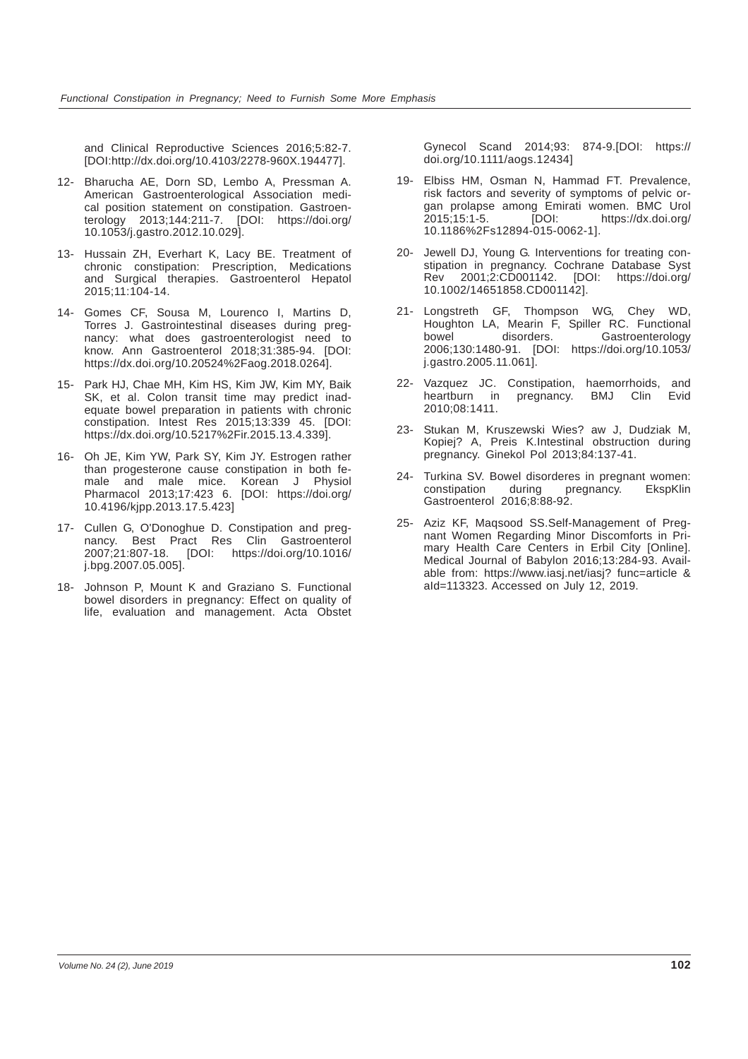and Clinical Reproductive Sciences 2016;5:82-7. [DOI:http://dx.doi.org/10.4103/2278-960X.194477].

12- Bharucha AE, Dorn SD, Lembo A, Pressman A. American Gastroenterological Association medical position statement on constipation. Gastroenterology 2013;144:211-7. [DOI: https://doi.org/10.1053/j.gastro.2012.10.029].

13- Hussain ZH, Everhart K, Lacy BE. Treatment of chronic constipation: Prescription, Medications and Surgical therapies. Gastroenterol Hepatol 2015;11:104-14.

14- Gomes CF, Sousa M, Lourenco I, Martins D, Torres J. Gastrointestinal diseases during pregnancy: what does gastroenterologist need to know. Ann Gastroenterol 2018;31:385-94. [DOI: https://dx.doi.org/10.20524%2Faog.2018.0264].

15- Park HJ, Chae MH, Kim HS, Kim JW, Kim MY, Baik SK, et al. Colon transit time may predict inadequate bowel preparation in patients with chronic constipation. Intest Res 2015;13:339 45. [DOI: https://dx.doi.org/10.5217%2Fir.2015.13.4.339].

16- Oh JE, Kim YW, Park SY, Kim JY. Estrogen rather than progesterone cause constipation in both female and male mice. Korean J Physiol Pharmacol 2013;17:423 6. [DOI: https://doi.org/10.4196/kjpp.2013.17.5.423]

17- Cullen G, O'Donoghue D. Constipation and pregnancy. Best Pract Res Clin Gastroenterol 2007;21:807-18. [DOI: https://doi.org/10.1016/j.bpg.2007.05.005].

18- Johnson P, Mount K and Graziano S. Functional bowel disorders in pregnancy: Effect on quality of life, evaluation and management. Acta Obstet Gynecol Scand 2014;93: 874-9.[DOI: https://doi.org/10.1111/aogs.12434]

19- Elbiss HM, Osman N, Hammad FT. Prevalence, risk factors and severity of symptoms of pelvic organ prolapse among Emirati women. BMC Urol 2015;15:1-5. [DOI: https://dx.doi.org/10.1186%2Fs12894-015-0062-1].

20- Jewell DJ, Young G. Interventions for treating constipation in pregnancy. Cochrane Database Syst Rev 2001;2:CD001142. [DOI: https://doi.org/10.1002/14651858.CD001142].

21- Longstreth GF, Thompson WG, Chey WD, Houghton LA, Mearin F, Spiller RC. Functional bowel disorders. Gastroenterology 2006;130:1480-91. [DOI: https://doi.org/10.1053/j.gastro.2005.11.061].

22- Vazquez JC. Constipation, haemorrhoids, and heartburn in pregnancy. BMJ Clin Evid 2010;08:1411.

23- Stukan M, Kruszewski Wies? aw J, Dudziak M, Kopiej? A, Preis K.Intestinal obstruction during pregnancy. Ginekol Pol 2013;84:137-41.

24- Turkina SV. Bowel disorderes in pregnant women: constipation during pregnancy. EkspKlin Gastroenterol 2016;8:88-92.

25- Aziz KF, Maqsood SS.Self-Management of Pregnant Women Regarding Minor Discomforts in Primary Health Care Centers in Erbil City [Online]. Medical Journal of Babylon 2016;13:284-93. Available from: https://www.iasj.net/iasj? func=article & aId=113323. Accessed on July 12, 2019.